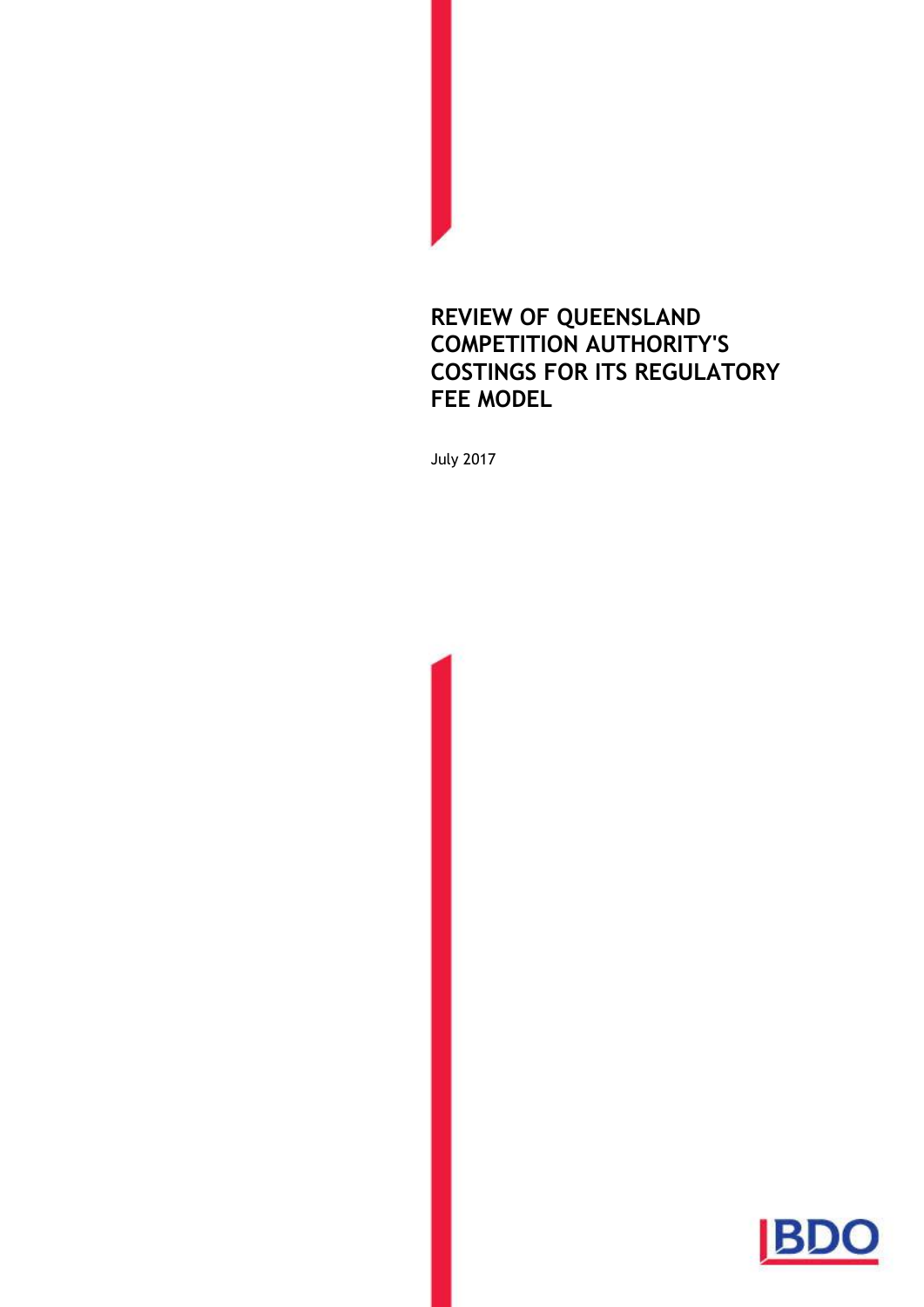# REVIEW OF QUEENSLAND COMPETITION AUTHORITY'S COSTINGS FOR ITS REGULATORY FEE MODEL

July 2017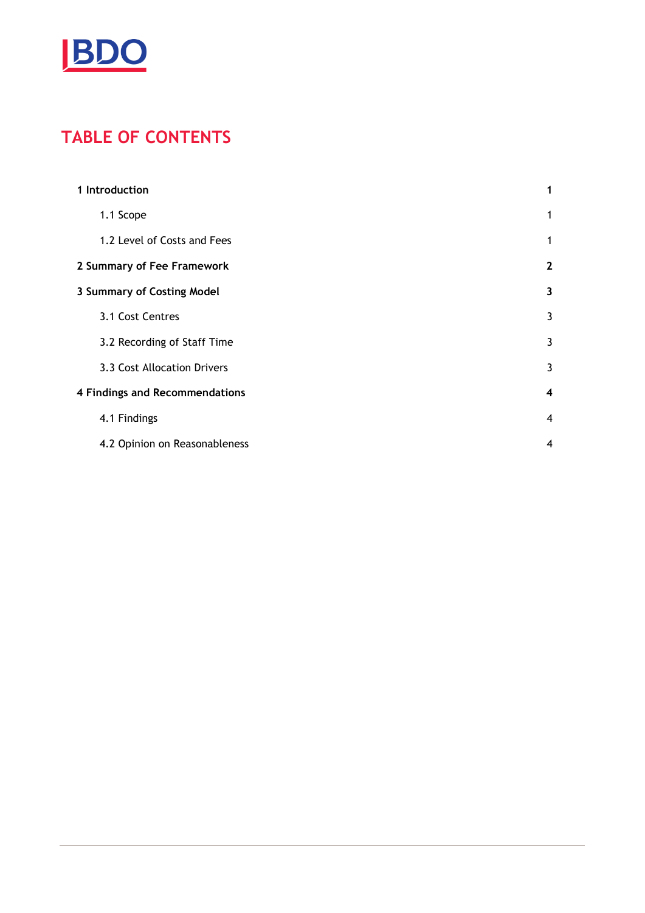# TABLE OF CONTENTS

| | |
|---|---|
| **1 Introduction** | **1** |
| 1.1 Scope | 1 |
| 1.2 Level of Costs and Fees | 1 |
| **2 Summary of Fee Framework** | **2** |
| **3 Summary of Costing Model** | **3** |
| 3.1 Cost Centres | 3 |
| 3.2 Recording of Staff Time | 3 |
| 3.3 Cost Allocation Drivers | 3 |
| **4 Findings and Recommendations** | **4** |
| 4.1 Findings | 4 |
| 4.2 Opinion on Reasonableness | 4 |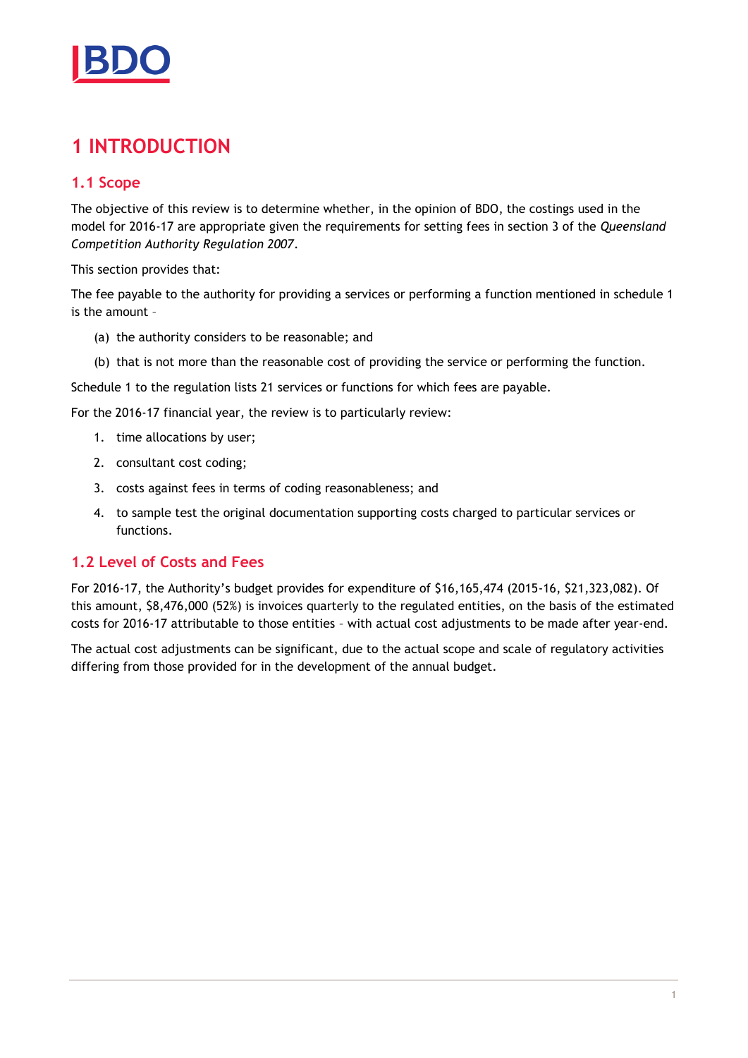# 1 INTRODUCTION

## 1.1 Scope

The objective of this review is to determine whether, in the opinion of BDO, the costings used in the model for 2016-17 are appropriate given the requirements for setting fees in section 3 of the *Queensland Competition Authority Regulation 2007*.

This section provides that:

The fee payable to the authority for providing a services or performing a function mentioned in schedule 1 is the amount –

(a) the authority considers to be reasonable; and

(b) that is not more than the reasonable cost of providing the service or performing the function.

Schedule 1 to the regulation lists 21 services or functions for which fees are payable.

For the 2016-17 financial year, the review is to particularly review:

1. time allocations by user;
2. consultant cost coding;
3. costs against fees in terms of coding reasonableness; and
4. to sample test the original documentation supporting costs charged to particular services or functions.

## 1.2 Level of Costs and Fees

For 2016-17, the Authority's budget provides for expenditure of $16,165,474 (2015-16, $21,323,082). Of this amount, $8,476,000 (52%) is invoices quarterly to the regulated entities, on the basis of the estimated costs for 2016-17 attributable to those entities – with actual cost adjustments to be made after year-end.

The actual cost adjustments can be significant, due to the actual scope and scale of regulatory activities differing from those provided for in the development of the annual budget.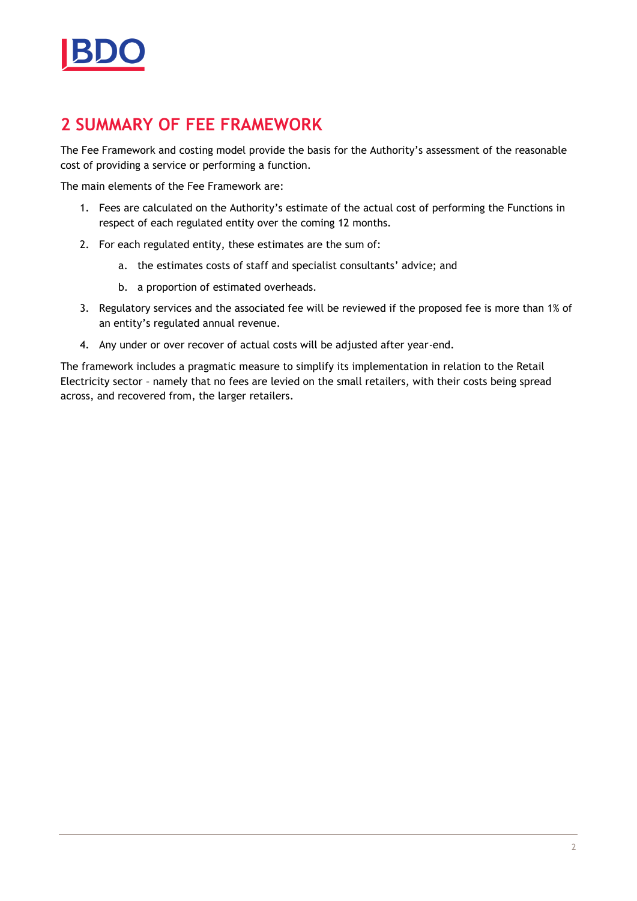## 2 SUMMARY OF FEE FRAMEWORK

The Fee Framework and costing model provide the basis for the Authority's assessment of the reasonable cost of providing a service or performing a function.

The main elements of the Fee Framework are:

1. Fees are calculated on the Authority's estimate of the actual cost of performing the Functions in respect of each regulated entity over the coming 12 months.
2. For each regulated entity, these estimates are the sum of:
   a. the estimates costs of staff and specialist consultants' advice; and
   b. a proportion of estimated overheads.
3. Regulatory services and the associated fee will be reviewed if the proposed fee is more than 1% of an entity's regulated annual revenue.
4. Any under or over recover of actual costs will be adjusted after year-end.

The framework includes a pragmatic measure to simplify its implementation in relation to the Retail Electricity sector – namely that no fees are levied on the small retailers, with their costs being spread across, and recovered from, the larger retailers.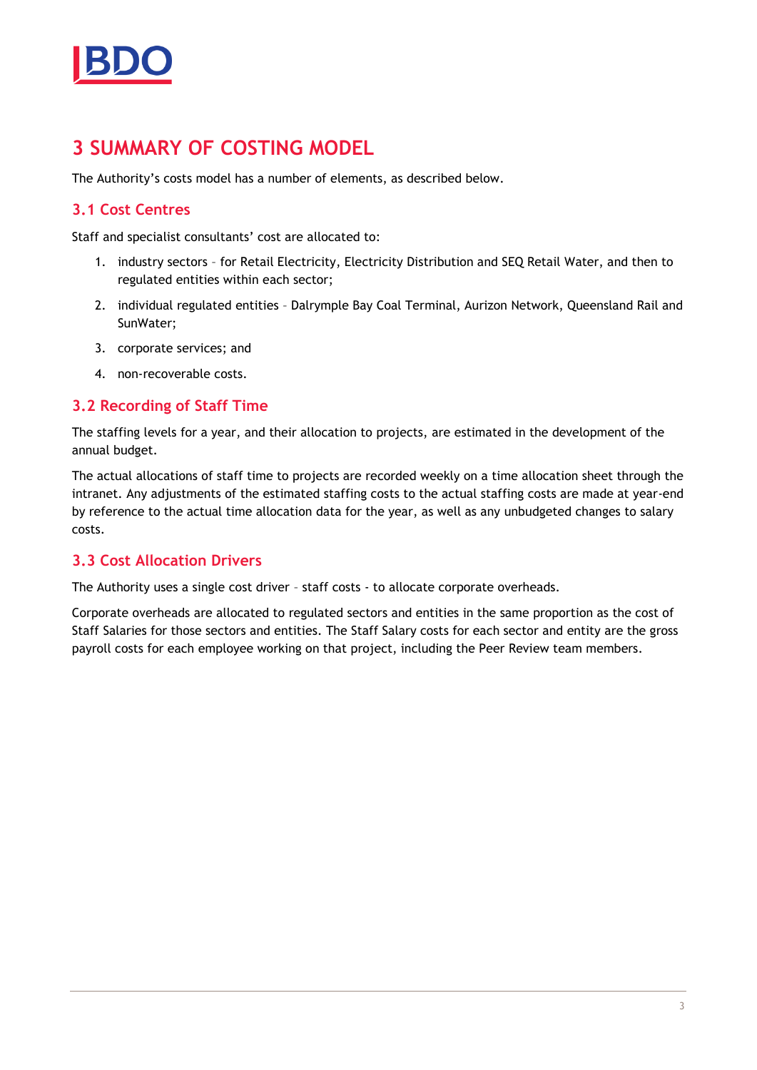# 3 SUMMARY OF COSTING MODEL

The Authority's costs model has a number of elements, as described below.

## 3.1 Cost Centres

Staff and specialist consultants' cost are allocated to:

1. industry sectors – for Retail Electricity, Electricity Distribution and SEQ Retail Water, and then to regulated entities within each sector;
2. individual regulated entities – Dalrymple Bay Coal Terminal, Aurizon Network, Queensland Rail and SunWater;
3. corporate services; and
4. non-recoverable costs.

## 3.2 Recording of Staff Time

The staffing levels for a year, and their allocation to projects, are estimated in the development of the annual budget.

The actual allocations of staff time to projects are recorded weekly on a time allocation sheet through the intranet. Any adjustments of the estimated staffing costs to the actual staffing costs are made at year-end by reference to the actual time allocation data for the year, as well as any unbudgeted changes to salary costs.

## 3.3 Cost Allocation Drivers

The Authority uses a single cost driver – staff costs - to allocate corporate overheads.

Corporate overheads are allocated to regulated sectors and entities in the same proportion as the cost of Staff Salaries for those sectors and entities. The Staff Salary costs for each sector and entity are the gross payroll costs for each employee working on that project, including the Peer Review team members.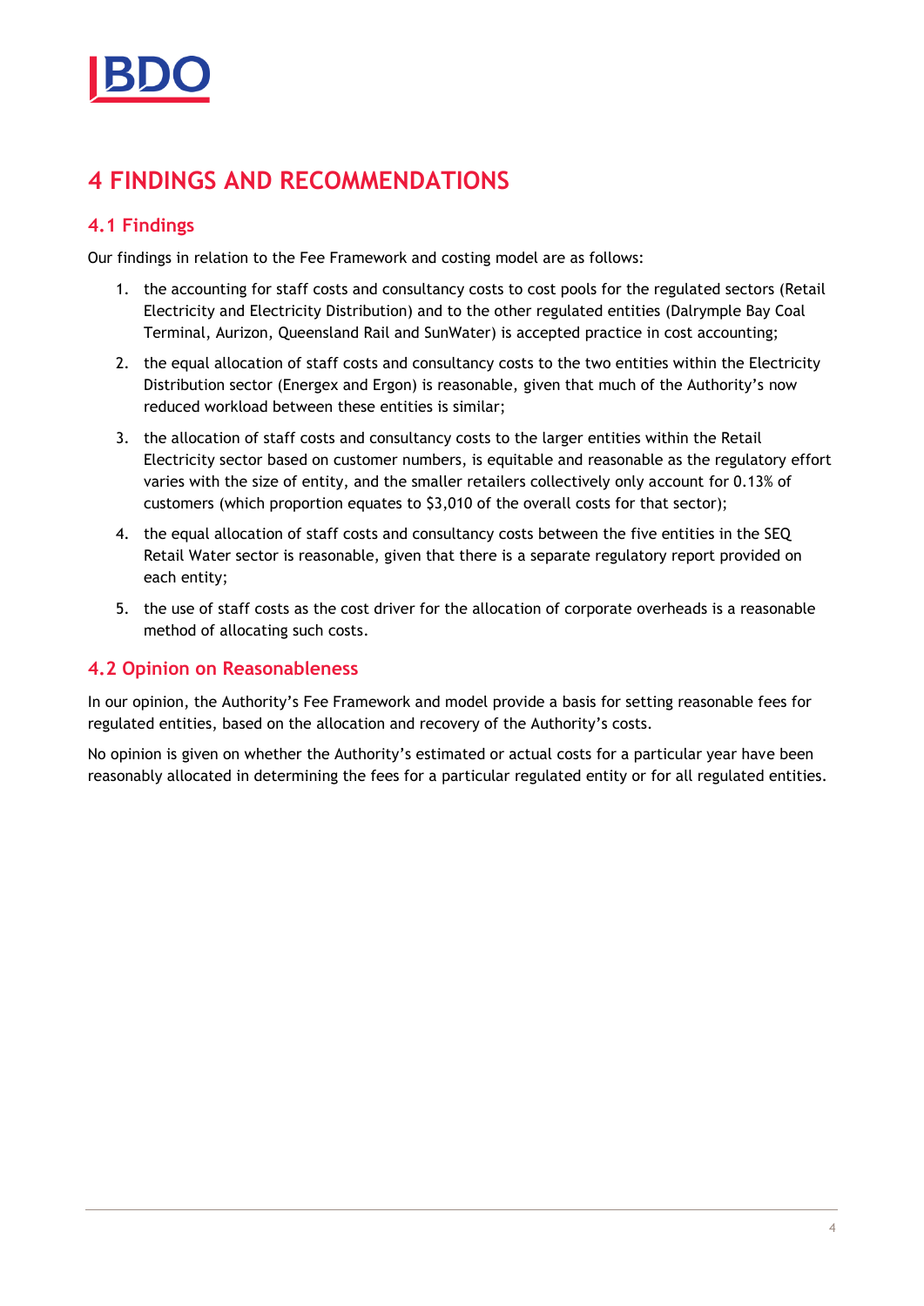# 4 FINDINGS AND RECOMMENDATIONS

## 4.1 Findings

Our findings in relation to the Fee Framework and costing model are as follows:

1. the accounting for staff costs and consultancy costs to cost pools for the regulated sectors (Retail Electricity and Electricity Distribution) and to the other regulated entities (Dalrymple Bay Coal Terminal, Aurizon, Queensland Rail and SunWater) is accepted practice in cost accounting;
2. the equal allocation of staff costs and consultancy costs to the two entities within the Electricity Distribution sector (Energex and Ergon) is reasonable, given that much of the Authority's now reduced workload between these entities is similar;
3. the allocation of staff costs and consultancy costs to the larger entities within the Retail Electricity sector based on customer numbers, is equitable and reasonable as the regulatory effort varies with the size of entity, and the smaller retailers collectively only account for 0.13% of customers (which proportion equates to $3,010 of the overall costs for that sector);
4. the equal allocation of staff costs and consultancy costs between the five entities in the SEQ Retail Water sector is reasonable, given that there is a separate regulatory report provided on each entity;
5. the use of staff costs as the cost driver for the allocation of corporate overheads is a reasonable method of allocating such costs.

## 4.2 Opinion on Reasonableness

In our opinion, the Authority's Fee Framework and model provide a basis for setting reasonable fees for regulated entities, based on the allocation and recovery of the Authority's costs.

No opinion is given on whether the Authority's estimated or actual costs for a particular year have been reasonably allocated in determining the fees for a particular regulated entity or for all regulated entities.